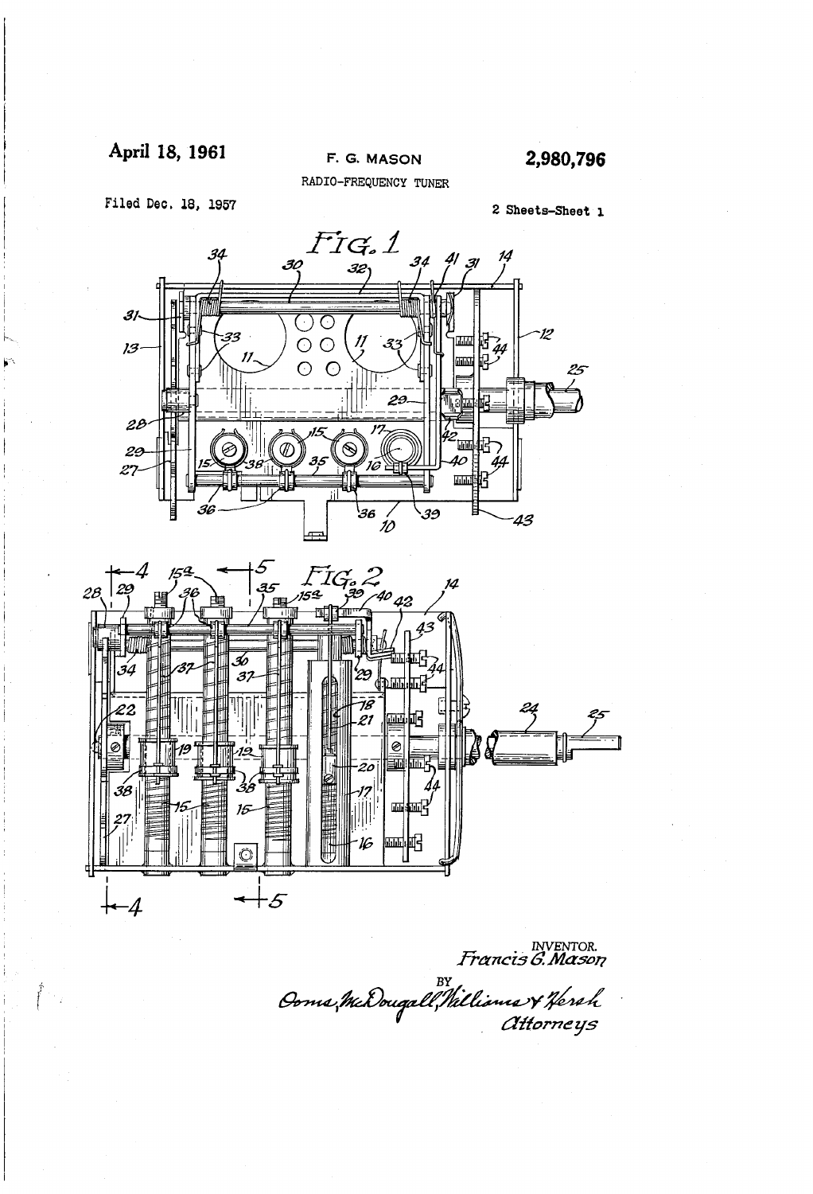April 18, 1961

F. G. MASON

2,980,796

RADIO-FREQUENCY TUNER

Filed Dec. 18, 1957

2 Sheets-Sheet 1

FIG. 1

FIG. 2

INVENTOR.
Francis G. Mason

BY
Owens, McDougall, Williams & Hersh
Attorneys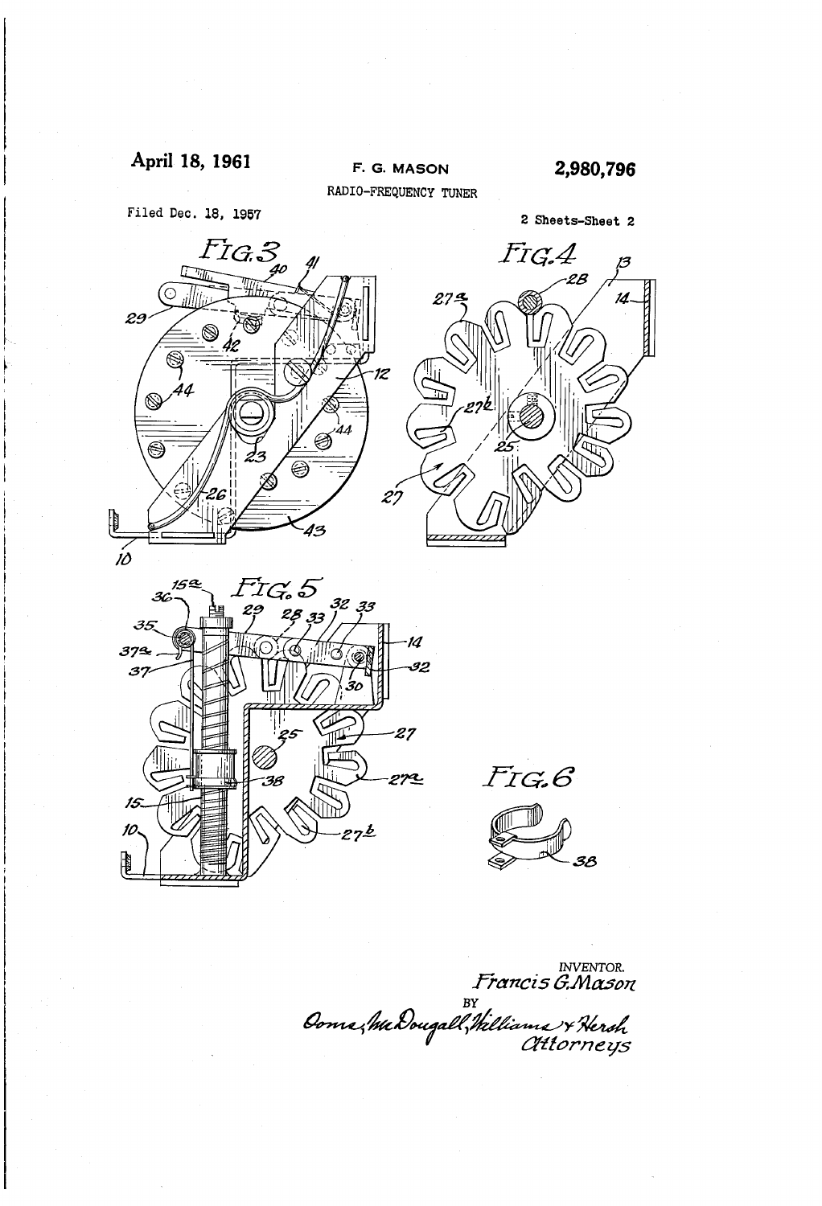April 18, 1961

F. G. MASON

2,980,796

RADIO-FREQUENCY TUNER

Filed Dec. 18, 1957

2 Sheets-Sheet 2

FIG. 3

FIG. 4

FIG. 5

FIG. 6

INVENTOR.
Francis G. Mason

BY

Dome, McDougall, Williams & Hersh
Attorneys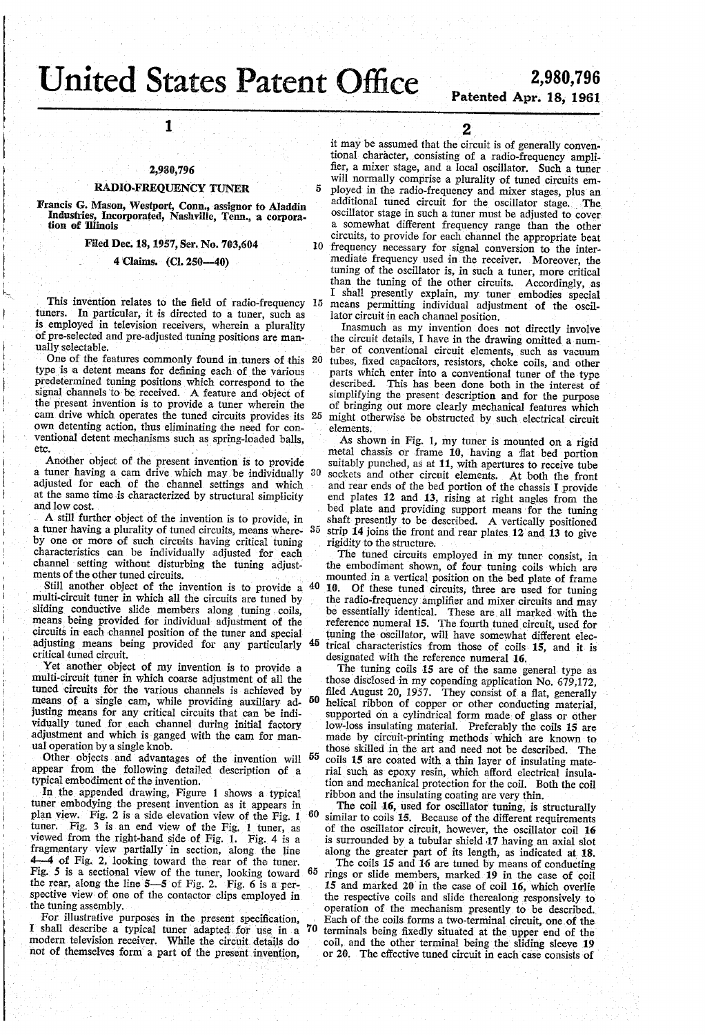# United States Patent Office

**2,980,796**

**Patented Apr. 18, 1961**

## 2,980,796

### RADIO-FREQUENCY TUNER

Francis G. Mason, Westport, Conn., assignor to Aladdin Industries, Incorporated, Nashville, Tenn., a corporation of Illinois

Filed Dec. 18, 1957, Ser. No. 703,604

4 Claims. (Cl. 250—40)

This invention relates to the field of radio-frequency tuners. In particular, it is directed to a tuner, such as is employed in television receivers, wherein a plurality of pre-selected and pre-adjusted tuning positions are manually selectable.

One of the features commonly found in tuners of this type is a detent means for defining each of the various predetermined tuning positions which correspond to the signal channels to be received. A feature and object of the present invention is to provide a tuner wherein the cam drive which operates the tuned circuits provides its own detenting action, thus eliminating the need for conventional detent mechanisms such as spring-loaded balls, etc.

Another object of the present invention is to provide a tuner having a cam drive which may be individually adjusted for each of the channel settings and which at the same time is characterized by structural simplicity and low cost.

A still further object of the invention is to provide, in a tuner having a plurality of tuned circuits, means whereby one or more of such circuits having critical tuning characteristics can be individually adjusted for each channel setting without disturbing the tuning adjustments of the other tuned circuits.

Still another object of the invention is to provide a multi-circuit tuner in which all the circuits are tuned by sliding conductive slide members along tuning coils, means being provided for individual adjustment of the circuits in each channel position of the tuner and special adjusting means being provided for any particularly critical tuned circuit.

Yet another object of my invention is to provide a multi-circuit tuner in which coarse adjustment of all the tuned circuits for the various channels is achieved by means of a single cam, while providing auxiliary adjusting means for any critical circuits that can be individually tuned for each channel during initial factory adjustment and which is ganged with the cam for manual operation by a single knob.

Other objects and advantages of the invention will appear from the following detailed description of a typical embodiment of the invention.

In the appended drawing, Figure 1 shows a typical tuner embodying the present invention as it appears in plan view. Fig. 2 is a side elevation view of the Fig. 1 tuner. Fig. 3 is an end view of the Fig. 1 tuner, as viewed from the right-hand side of Fig. 1. Fig. 4 is a fragmentary view partially in section, along the line 4—4 of Fig. 2, looking toward the rear of the tuner. Fig. 5 is a sectional view of the tuner, looking toward the rear, along the line 5—5 of Fig. 2. Fig. 6 is a perspective view of one of the contactor clips employed in the tuning assembly.

For illustrative purposes in the present specification, I shall describe a typical tuner adapted for use in a modern television receiver. While the circuit details do not of themselves form a part of the present invention, it may be assumed that the circuit is of generally conventional character, consisting of a radio-frequency amplifier, a mixer stage, and a local oscillator. Such a tuner will normally comprise a plurality of tuned circuits employed in the radio-frequency and mixer stages, plus an additional tuned circuit for the oscillator stage. The oscillator stage in such a tuner must be adjusted to cover a somewhat different frequency range than the other circuits, to provide for each channel the appropriate beat frequency necessary for signal conversion to the intermediate frequency used in the receiver. Moreover, the tuning of the oscillator is, in such a tuner, more critical than the tuning of the other circuits. Accordingly, as I shall presently explain, my tuner embodies special means permitting individual adjustment of the oscillator circuit in each channel position.

Inasmuch as my invention does not directly involve the circuit details, I have in the drawing omitted a number of conventional circuit elements, such as vacuum tubes, fixed capacitors, resistors, choke coils, and other parts which enter into a conventional tuner of the type described. This has been done both in the interest of simplifying the present description and for the purpose of bringing out more clearly mechanical features which might otherwise be obstructed by such electrical circuit elements.

As shown in Fig. 1, my tuner is mounted on a rigid metal chassis or frame 10, having a flat bed portion suitably punched, as at 11, with apertures to receive tube sockets and other circuit elements. At both the front and rear ends of the bed portion of the chassis I provide end plates 12 and 13, rising at right angles from the bed plate and providing support means for the tuning shaft presently to be described. A vertically positioned strip 14 joins the front and rear plates 12 and 13 to give rigidity to the structure.

The tuned circuits employed in my tuner consist, in the embodiment shown, of four tuning coils which are mounted in a vertical position on the bed plate of frame 10. Of these tuned circuits, three are used for tuning the radio-frequency amplifier and mixer circuits and may be essentially identical. These are all marked with the reference numeral 15. The fourth tuned circuit, used for tuning the oscillator, will have somewhat different electrical characteristics from those of coils 15, and it is designated with the reference numeral 16.

The tuning coils 15 are of the same general type as those disclosed in my copending application No. 679,172, filed August 20, 1957. They consist of a flat, generally helical ribbon of copper or other conducting material, supported on a cylindrical form made of glass or other low-loss insulating material. Preferably the coils 15 are made by circuit-printing methods which are known to those skilled in the art and need not be described. The coils 15 are coated with a thin layer of insulating material such as epoxy resin, which afford electrical insulation and mechanical protection for the coil. Both the coil ribbon and the insulating coating are very thin.

The coil 16, used for oscillator tuning, is structurally similar to coils 15. Because of the different requirements of the oscillator circuit, however, the oscillator coil 16 is surrounded by a tubular shield 17 having an axial slot along the greater part of its length, as indicated at 18.

The coils 15 and 16 are tuned by means of conducting rings or slide members, marked 19 in the case of coil 15 and marked 20 in the case of coil 16, which overlie the respective coils and slide therealong responsively to operation of the mechanism presently to be described. Each of the coils forms a two-terminal circuit, one of the terminals being fixedly situated at the upper end of the coil, and the other terminal being the sliding sleeve 19 or 20. The effective tuned circuit in each case consists of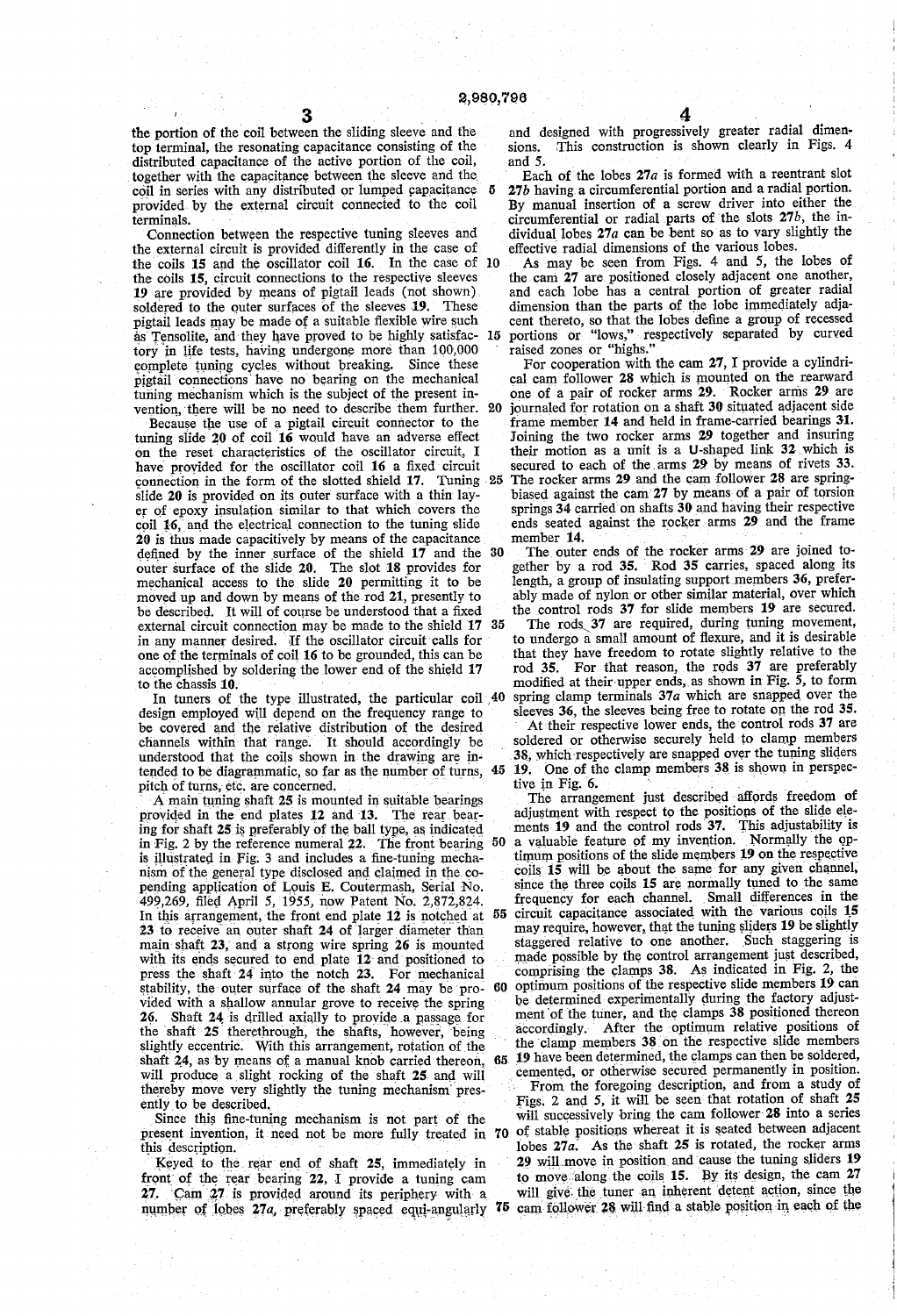the portion of the coil between the sliding sleeve and the top terminal, the resonating capacitance consisting of the distributed capacitance of the active portion of the coil, together with the capacitance between the sleeve and the coil in series with any distributed or lumped capacitance provided by the external circuit connected to the coil terminals.

Connection between the respective tuning sleeves and the external circuit is provided differently in the case of the coils **15** and the oscillator coil **16**. In the case of the coils **15**, circuit connections to the respective sleeves **19** are provided by means of pigtail leads (not shown) soldered to the outer surfaces of the sleeves **19**. These pigtail leads may be made of a suitable flexible wire such as Tensolite, and they have proved to be highly satisfactory in life tests, having undergone more than 100,000 complete tuning cycles without breaking. Since these pigtail connections have no bearing on the mechanical tuning mechanism which is the subject of the present invention, there will be no need to describe them further.

Because the use of a pigtail circuit connector to the tuning slide **20** of coil **16** would have an adverse effect on the reset characteristics of the oscillator circuit, I have provided for the oscillator coil **16** a fixed circuit connection in the form of the slotted shield **17**. Tuning slide **20** is provided on its outer surface with a thin layer of epoxy insulation similar to that which covers the coil **16**, and the electrical connection to the tuning slide **20** is thus made capacitively by means of the capacitance defined by the inner surface of the shield **17** and the outer surface of the slide **20**. The slot **18** provides for mechanical access to the slide **20** permitting it to be moved up and down by means of the rod **21**, presently to be described. It will of course be understood that a fixed external circuit connection may be made to the shield **17** in any manner desired. If the oscillator circuit calls for one of the terminals of coil **16** to be grounded, this can be accomplished by soldering the lower end of the shield **17** to the chassis **10**.

In tuners of the type illustrated, the particular coil design employed will depend on the frequency range to be covered and the relative distribution of the desired channels within that range. It should accordingly be understood that the coils shown in the drawing are intended to be diagrammatic, so far as the number of turns, pitch of turns, etc. are concerned.

A main tuning shaft **25** is mounted in suitable bearings provided in the end plates **12** and **13**. The rear bearing for shaft **25** is preferably of the ball type, as indicated in Fig. 2 by the reference numeral **22**. The front bearing is illustrated in Fig. 3 and includes a fine-tuning mechanism of the general type disclosed and claimed in the copending application of Louis E. Coutermash, Serial No. 499,269, filed April 5, 1955, now Patent No. 2,872,824. In this arrangement, the front end plate **12** is notched at **23** to receive an outer shaft **24** of larger diameter than main shaft **23**, and a strong wire spring **26** is mounted with its ends secured to end plate **12** and positioned to press the shaft **24** into the notch **23**. For mechanical stability, the outer surface of the shaft **24** may be provided with a shallow annular grove to receive the spring **26**. Shaft **24** is drilled axially to provide a passage for the shaft **25** therethrough, the shafts, however, being slightly eccentric. With this arrangement, rotation of the shaft **24**, as by means of a manual knob carried thereon, will produce a slight rocking of the shaft **25** and will thereby move very slightly the tuning mechanism presently to be described.

Since this fine-tuning mechanism is not part of the present invention, it need not be more fully treated in this description.

Keyed to the rear end of shaft **25**, immediately in front of the rear bearing **22**, I provide a tuning cam **27**. Cam **27** is provided around its periphery with a number of lobes **27a**, preferably spaced equi-angularly and designed with progressively greater radial dimensions. This construction is shown clearly in Figs. 4 and 5.

Each of the lobes **27a** is formed with a reentrant slot **27b** having a circumferential portion and a radial portion. By manual insertion of a screw driver into either the circumferential or radial parts of the slots **27b**, the individual lobes **27a** can be bent so as to vary slightly the effective radial dimensions of the various lobes.

As may be seen from Figs. 4 and 5, the lobes of the cam **27** are positioned closely adjacent one another, and each lobe has a central portion of greater radial dimension than the parts of the lobe immediately adjacent thereto, so that the lobes define a group of recessed portions or "lows," respectively separated by curved raised zones or "highs."

For cooperation with the cam **27**, I provide a cylindrical cam follower **28** which is mounted on the rearward one of a pair of rocker arms **29**. Rocker arms **29** are journaled for rotation on a shaft **30** situated adjacent side frame member **14** and held in frame-carried bearings **31**. Joining the two rocker arms **29** together and insuring their motion as a unit is a U-shaped link **32** which is secured to each of the arms **29** by means of rivets **33**. The rocker arms **29** and the cam follower **28** are spring-biased against the cam **27** by means of a pair of torsion springs **34** carried on shafts **30** and having their respective ends seated against the rocker arms **29** and the frame member **14**.

The outer ends of the rocker arms **29** are joined together by a rod **35**. Rod **35** carries, spaced along its length, a group of insulating support members **36**, preferably made of nylon or other similar material, over which the control rods **37** for slide members **19** are secured.

The rods **37** are required, during tuning movement, to undergo a small amount of flexure, and it is desirable that they have freedom to rotate slightly relative to the rod **35**. For that reason, the rods **37** are preferably modified at their upper ends, as shown in Fig. 5, to form spring clamp terminals **37a** which are snapped over the sleeves **36**, the sleeves being free to rotate on the rod **35**.

At their respective lower ends, the control rods **37** are soldered or otherwise securely held to clamp members **38**, which respectively are snapped over the tuning sliders **19**. One of the clamp members **38** is shown in perspective in Fig. 6.

The arrangement just described affords freedom of adjustment with respect to the positions of the slide elements **19** and the control rods **37**. This adjustability is a valuable feature of my invention. Normally the optimum positions of the slide members **19** on the respective coils **15** will be about the same for any given channel, since the three coils **15** are normally tuned to the same frequency for each channel. Small differences in the circuit capacitance associated with the various coils **15** may require, however, that the tuning sliders **19** be slightly staggered relative to one another. Such staggering is made possible by the control arrangement just described, comprising the clamps **38**. As indicated in Fig. 2, the optimum positions of the respective slide members **19** can be determined experimentally during the factory adjustment of the tuner, and the clamps **38** positioned thereon accordingly. After the optimum relative positions of the clamp members **38** on the respective slide members **19** have been determined, the clamps can then be soldered, cemented, or otherwise secured permanently in position.

From the foregoing description, and from a study of Figs. 2 and 5, it will be seen that rotation of shaft **25** will successively bring the cam follower **28** into a series of stable positions whereat it is seated between adjacent lobes **27a**. As the shaft **25** is rotated, the rocker arms **29** will move in position and cause the tuning sliders **19** to move along the coils **15**. By its design, the cam **27** will give the tuner an inherent detent action, since the cam follower **28** will find a stable position in each of the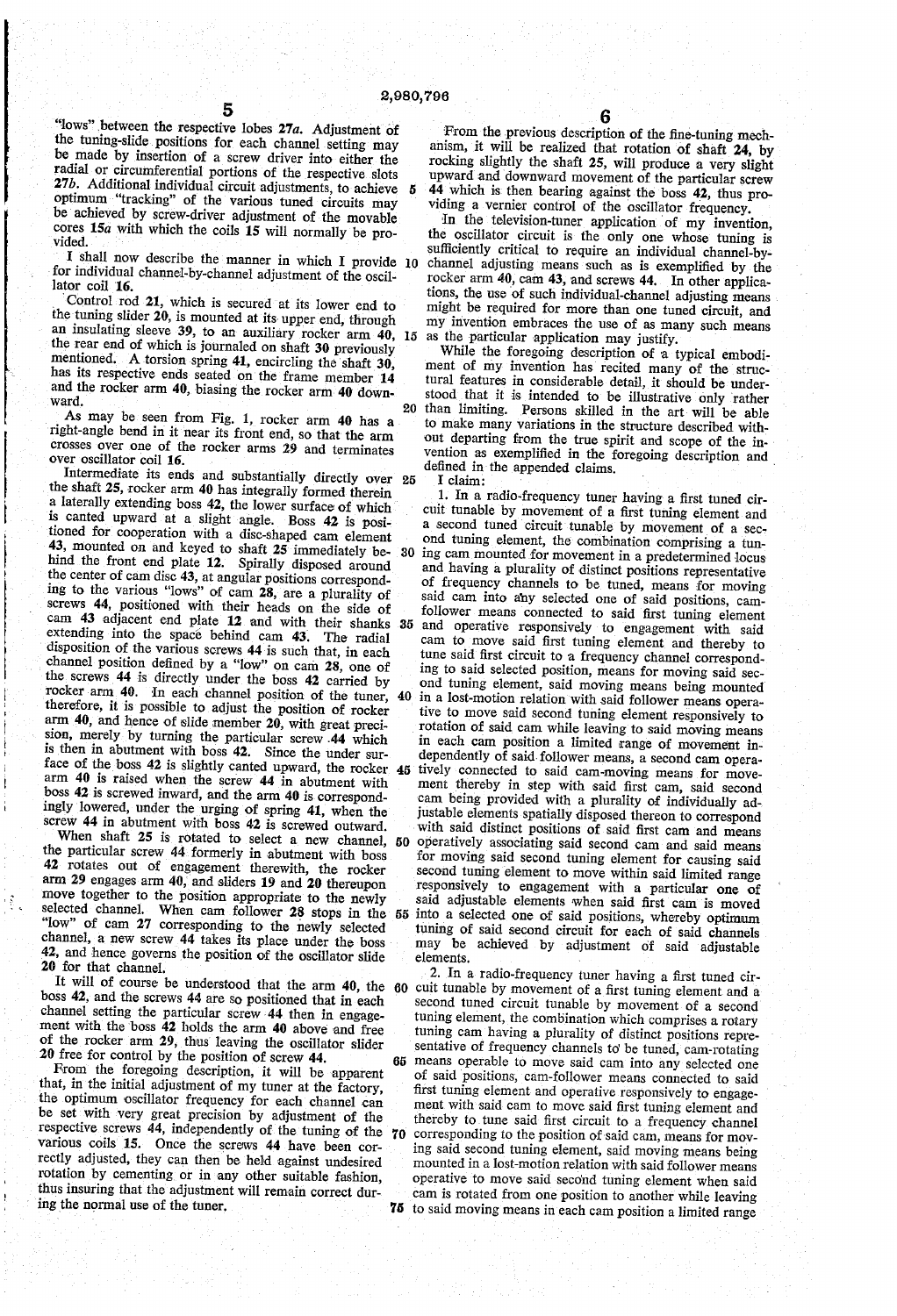"lows" between the respective lobes 27a. Adjustment of the tuning-slide positions for each channel setting may be made by insertion of a screw driver into either the radial or circumferential portions of the respective slots 27b. Additional individual circuit adjustments, to achieve optimum "tracking" of the various tuned circuits may be achieved by screw-driver adjustment of the movable cores 15a with which the coils 15 will normally be provided.

I shall now describe the manner in which I provide for individual channel-by-channel adjustment of the oscillator coil 16.

Control rod 21, which is secured at its lower end to the tuning slider 20, is mounted at its upper end, through an insulating sleeve 39, to an auxiliary rocker arm 40, the rear end of which is journaled on shaft 30 previously mentioned. A torsion spring 41, encircling the shaft 30, has its respective ends seated on the frame member 14 and the rocker arm 40, biasing the rocker arm 40 downward.

As may be seen from Fig. 1, rocker arm 40 has a right-angle bend in it near its front end, so that the arm crosses over one of the rocker arms 29 and terminates over oscillator coil 16.

Intermediate its ends and substantially directly over the shaft 25, rocker arm 40 has integrally formed therein a laterally extending boss 42, the lower surface of which is canted upward at a slight angle. Boss 42 is positioned for cooperation with a disc-shaped cam element 43, mounted on and keyed to shaft 25 immediately behind the front end plate 12. Spirally disposed around the center of cam disc 43, at angular positions corresponding to the various "lows" of cam 28, are a plurality of screws 44, positioned with their heads on the side of cam 43 adjacent end plate 12 and with their shanks extending into the space behind cam 43. The radial disposition of the various screws 44 is such that, in each channel position defined by a "low" on cam 28, one of the screws 44 is directly under the boss 42 carried by rocker arm 40. In each channel position of the tuner, therefore, it is possible to adjust the position of rocker arm 40, and hence of slide member 20, with great precision, merely by turning the particular screw 44 which is then in abutment with boss 42. Since the under surface of the boss 42 is slightly canted upward, the rocker arm 40 is raised when the screw 44 in abutment with boss 42 is screwed inward, and the arm 40 is correspondingly lowered, under the urging of spring 41, when the screw 44 in abutment with boss 42 is screwed outward.

When shaft 25 is rotated to select a new channel, the particular screw 44 formerly in abutment with boss 42 rotates out of engagement therewith, the rocker arm 29 engages arm 40, and sliders 19 and 20 thereupon move together to the position appropriate to the newly selected channel. When cam follower 28 stops in the "low" of cam 27 corresponding to the newly selected channel, a new screw 44 takes its place under the boss 42, and hence governs the position of the oscillator slide 20 for that channel.

It will of course be understood that the arm 40, the boss 42, and the screws 44 are so positioned that in each channel setting the particular screw 44 then in engagement with the boss 42 holds the arm 40 above and free of the rocker arm 29, thus leaving the oscillator slider 20 free for control by the position of screw 44.

From the foregoing description, it will be apparent that, in the initial adjustment of my tuner at the factory, the optimum oscillator frequency for each channel can be set with very great precision by adjustment of the respective screws 44, independently of the tuning of the various coils 15. Once the screws 44 have been correctly adjusted, they can then be held against undesired rotation by cementing or in any other suitable fashion, thus insuring that the adjustment will remain correct during the normal use of the tuner.

From the previous description of the fine-tuning mechanism, it will be realized that rotation of shaft 24, by rocking slightly the shaft 25, will produce a very slight upward and downward movement of the particular screw 44 which is then bearing against the boss 42, thus providing a vernier control of the oscillator frequency.

In the television-tuner application of my invention, the oscillator circuit is the only one whose tuning is sufficiently critical to require an individual channel-by-channel adjusting means such as is exemplified by the rocker arm 40, cam 43, and screws 44. In other applications, the use of such individual-channel adjusting means might be required for more than one tuned circuit, and my invention embraces the use of as many such means as the particular application may justify.

While the foregoing description of a typical embodiment of my invention has recited many of the structural features in considerable detail, it should be understood that it is intended to be illustrative only rather than limiting. Persons skilled in the art will be able to make many variations in the structure described without departing from the true spirit and scope of the invention as exemplified in the foregoing description and defined in the appended claims.

I claim:

1. In a radio-frequency tuner having a first tuned circuit tunable by movement of a first tuning element and a second tuned circuit tunable by movement of a second tuning element, the combination comprising a tuning cam mounted for movement in a predetermined locus and having a plurality of distinct positions representative of frequency channels to be tuned, means for moving said cam into any selected one of said positions, cam-follower means connected to said first tuning element and operative responsively to engagement with said cam to move said first tuning element and thereby to tune said first circuit to a frequency channel corresponding to said selected position, means for moving said second tuning element, said moving means being mounted in a lost-motion relation with said follower means operative to move said second tuning element responsively to rotation of said cam while leaving to said moving means in each cam position a limited range of movement independently of said follower means, a second cam operatively connected to said cam-moving means for movement thereby in step with said first cam, said second cam being provided with a plurality of individually adjustable elements spatially disposed thereon to correspond with said distinct positions of said first cam and means operatively associating said second cam and said means for moving said second tuning element for causing said second tuning element to move within said limited range responsively to engagement with a particular one of said adjustable elements when said first cam is moved into a selected one of said positions, whereby optimum tuning of said second circuit for each of said channels may be achieved by adjustment of said adjustable elements.

2. In a radio-frequency tuner having a first tuned circuit tunable by movement of a first tuning element and a second tuned circuit tunable by movement of a second tuning element, the combination which comprises a rotary tuning cam having a plurality of distinct positions representative of frequency channels to be tuned, cam-rotating means operable to move said cam into any selected one of said positions, cam-follower means connected to said first tuning element and operative responsively to engagement with said cam to move said first tuning element and thereby to tune said first circuit to a frequency channel corresponding to the position of said cam, means for moving said second tuning element, said moving means being mounted in a lost-motion relation with said follower means operative to move said second tuning element when said cam is rotated from one position to another while leaving to said moving means in each cam position a limited range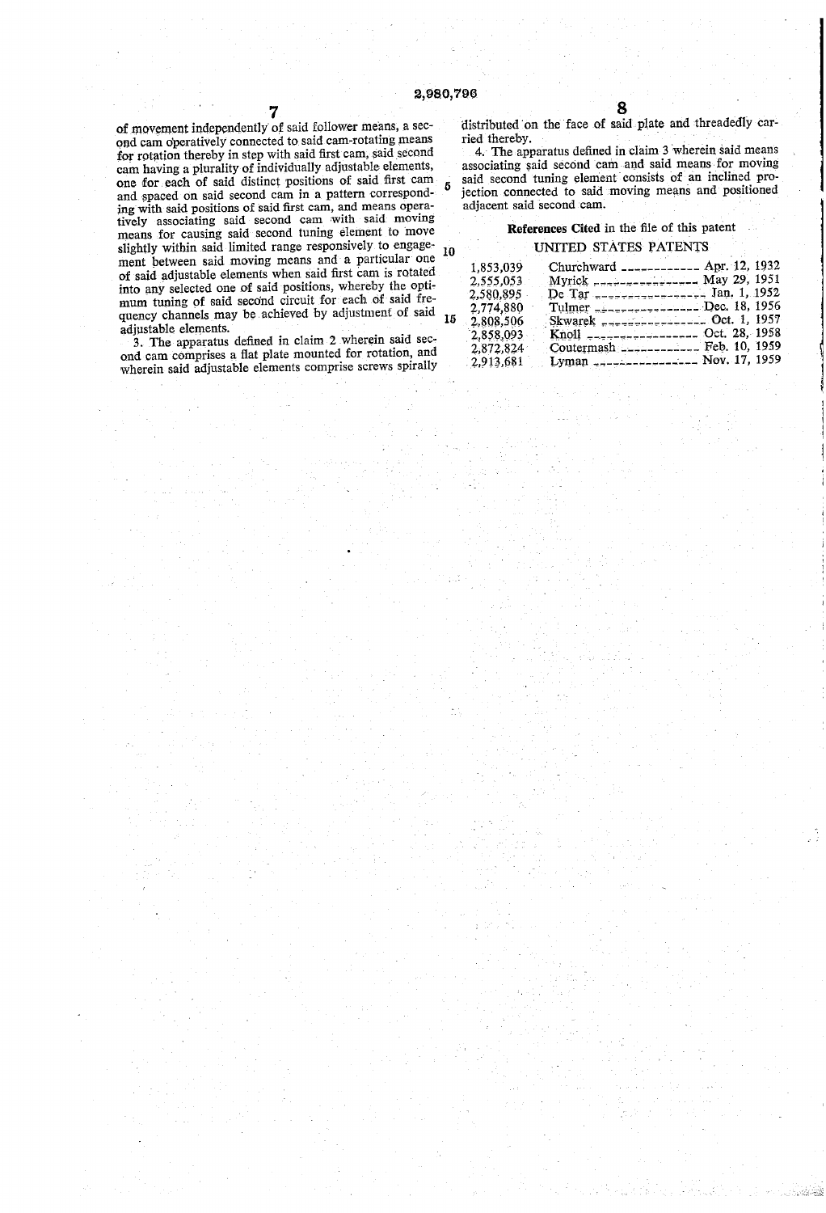of movement independently of said follower means, a second cam operatively connected to said cam-rotating means for rotation thereby in step with said first cam, said second cam having a plurality of individually adjustable elements, one for each of said distinct positions of said first cam and spaced on said second cam in a pattern corresponding with said positions of said first cam, and means operatively associating said second cam with said moving means for causing said second tuning element to move slightly within said limited range responsively to engagement between said moving means and a particular one of said adjustable elements when said first cam is rotated into any selected one of said positions, whereby the optimum tuning of said second circuit for each of said frequency channels may be achieved by adjustment of said adjustable elements.

3. The apparatus defined in claim 2 wherein said second cam comprises a flat plate mounted for rotation, and wherein said adjustable elements comprise screws spirally distributed on the face of said plate and threadedly carried thereby.

4. The apparatus defined in claim 3 wherein said means associating said second cam and said means for moving said second tuning element consists of an inclined projection connected to said moving means and positioned adjacent said second cam.

**References Cited** in the file of this patent

UNITED STATES PATENTS

| | | |
|---|---|---|
| 1,853,039 | Churchward | Apr. 12, 1932 |
| 2,555,053 | Myrick | May 29, 1951 |
| 2,580,895 | De Tar | Jan. 1, 1952 |
| 2,774,880 | Tulmer | Dec. 18, 1956 |
| 2,808,506 | Skwarek | Oct. 1, 1957 |
| 2,858,093 | Knoll | Oct. 28, 1958 |
| 2,872,824 | Coutermash | Feb. 10, 1959 |
| 2,913,681 | Lyman | Nov. 17, 1959 |